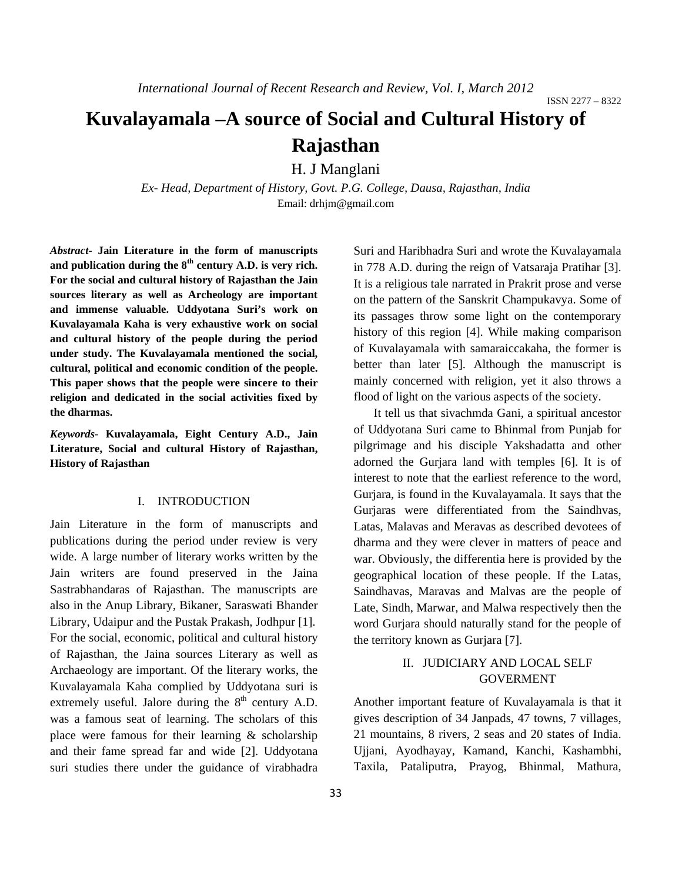# Kuvalayamala –A source of Social and Cultural History of Rajasthan

H. J Manglani

*Ex- Head, Department of History, Govt. P.G. College, Dausa, Rajasthan, India*

Email: drhjm@gmail.com

***Abstract-* Jain Literature in the form of manuscripts and publication during the 8th century A.D. is very rich. For the social and cultural history of Rajasthan the Jain sources literary as well as Archeology are important and immense valuable. Uddyotana Suri's work on Kuvalayamala Kaha is very exhaustive work on social and cultural history of the people during the period under study. The Kuvalayamala mentioned the social, cultural, political and economic condition of the people. This paper shows that the people were sincere to their religion and dedicated in the social activities fixed by the dharmas.**

***Keywords-* Kuvalayamala, Eight Century A.D., Jain Literature, Social and cultural History of Rajasthan, History of Rajasthan**

## I. INTRODUCTION

Jain Literature in the form of manuscripts and publications during the period under review is very wide. A large number of literary works written by the Jain writers are found preserved in the Jaina Sastrabhandaras of Rajasthan. The manuscripts are also in the Anup Library, Bikaner, Saraswati Bhander Library, Udaipur and the Pustak Prakash, Jodhpur [1]. For the social, economic, political and cultural history of Rajasthan, the Jaina sources Literary as well as Archaeology are important. Of the literary works, the Kuvalayamala Kaha complied by Uddyotana suri is extremely useful. Jalore during the 8th century A.D. was a famous seat of learning. The scholars of this place were famous for their learning & scholarship and their fame spread far and wide [2]. Uddyotana suri studies there under the guidance of virabhadra Suri and Haribhadra Suri and wrote the Kuvalayamala in 778 A.D. during the reign of Vatsaraja Pratihar [3]. It is a religious tale narrated in Prakrit prose and verse on the pattern of the Sanskrit Champukavya. Some of its passages throw some light on the contemporary history of this region [4]. While making comparison of Kuvalayamala with samaraiccakaha, the former is better than later [5]. Although the manuscript is mainly concerned with religion, yet it also throws a flood of light on the various aspects of the society.

It tell us that sivachmda Gani, a spiritual ancestor of Uddyotana Suri came to Bhinmal from Punjab for pilgrimage and his disciple Yakshadatta and other adorned the Gurjara land with temples [6]. It is of interest to note that the earliest reference to the word, Gurjara, is found in the Kuvalayamala. It says that the Gurjaras were differentiated from the Saindhvas, Latas, Malavas and Meravas as described devotees of dharma and they were clever in matters of peace and war. Obviously, the differentia here is provided by the geographical location of these people. If the Latas, Saindhavas, Maravas and Malvas are the people of Late, Sindh, Marwar, and Malwa respectively then the word Gurjara should naturally stand for the people of the territory known as Gurjara [7].

## II. JUDICIARY AND LOCAL SELF GOVERMENT

Another important feature of Kuvalayamala is that it gives description of 34 Janpads, 47 towns, 7 villages, 21 mountains, 8 rivers, 2 seas and 20 states of India. Ujjani, Ayodhayay, Kamand, Kanchi, Kashambhi, Taxila, Pataliputra, Prayog, Bhinmal, Mathura,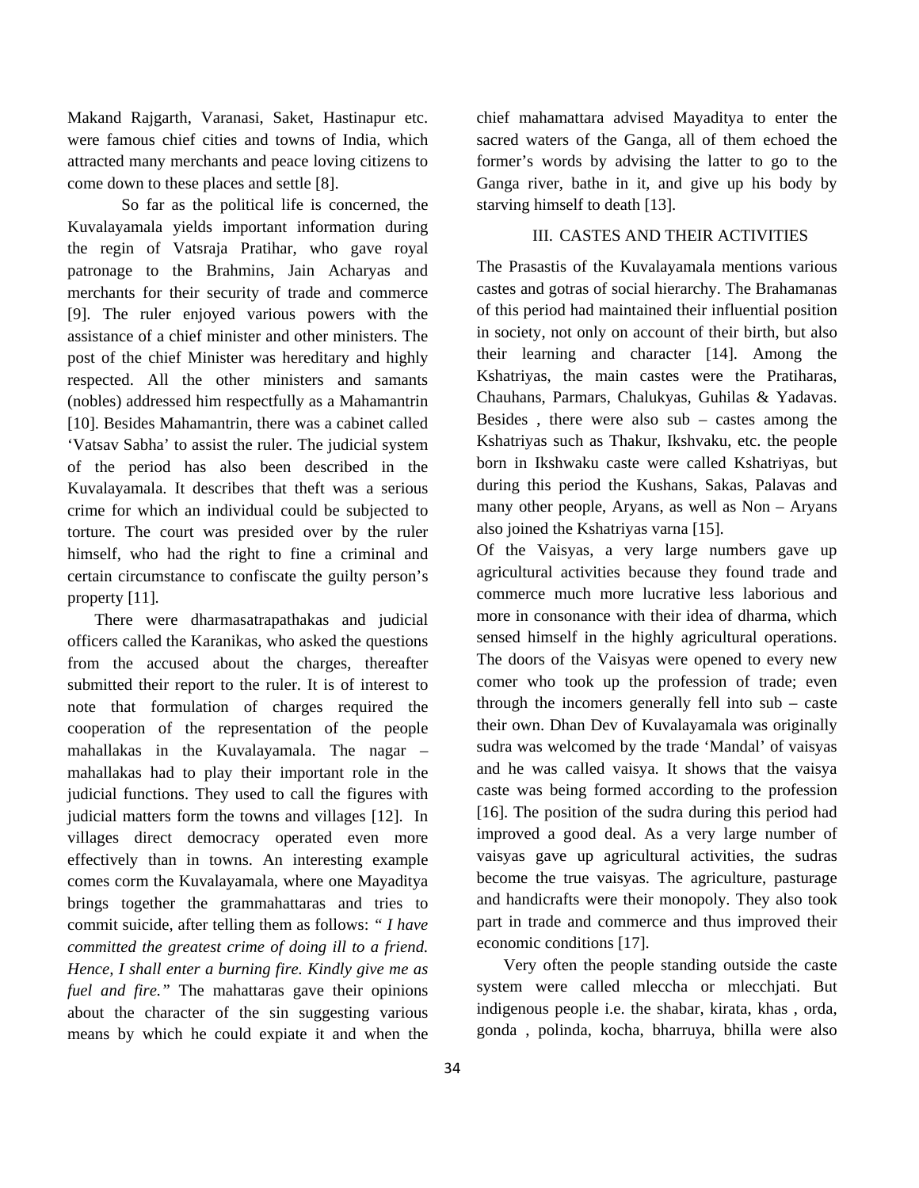Makand Rajgarth, Varanasi, Saket, Hastinapur etc. were famous chief cities and towns of India, which attracted many merchants and peace loving citizens to come down to these places and settle [8].

So far as the political life is concerned, the Kuvalayamala yields important information during the regin of Vatsraja Pratihar, who gave royal patronage to the Brahmins, Jain Acharyas and merchants for their security of trade and commerce [9]. The ruler enjoyed various powers with the assistance of a chief minister and other ministers. The post of the chief Minister was hereditary and highly respected. All the other ministers and samants (nobles) addressed him respectfully as a Mahamantrin [10]. Besides Mahamantrin, there was a cabinet called 'Vatsav Sabha' to assist the ruler. The judicial system of the period has also been described in the Kuvalayamala. It describes that theft was a serious crime for which an individual could be subjected to torture. The court was presided over by the ruler himself, who had the right to fine a criminal and certain circumstance to confiscate the guilty person's property [11].

There were dharmasatrapathakas and judicial officers called the Karanikas, who asked the questions from the accused about the charges, thereafter submitted their report to the ruler. It is of interest to note that formulation of charges required the cooperation of the representation of the people mahallakas in the Kuvalayamala. The nagar – mahallakas had to play their important role in the judicial functions. They used to call the figures with judicial matters form the towns and villages [12]. In villages direct democracy operated even more effectively than in towns. An interesting example comes corm the Kuvalayamala, where one Mayaditya brings together the grammahattaras and tries to commit suicide, after telling them as follows: *" I have committed the greatest crime of doing ill to a friend. Hence, I shall enter a burning fire. Kindly give me as fuel and fire."* The mahattaras gave their opinions about the character of the sin suggesting various means by which he could expiate it and when the chief mahamattara advised Mayaditya to enter the sacred waters of the Ganga, all of them echoed the former's words by advising the latter to go to the Ganga river, bathe in it, and give up his body by starving himself to death [13].

## III. CASTES AND THEIR ACTIVITIES

The Prasastis of the Kuvalayamala mentions various castes and gotras of social hierarchy. The Brahamanas of this period had maintained their influential position in society, not only on account of their birth, but also their learning and character [14]. Among the Kshatriyas, the main castes were the Pratiharas, Chauhans, Parmars, Chalukyas, Guhilas & Yadavas. Besides , there were also sub – castes among the Kshatriyas such as Thakur, Ikshvaku, etc. the people born in Ikshwaku caste were called Kshatriyas, but during this period the Kushans, Sakas, Palavas and many other people, Aryans, as well as Non – Aryans also joined the Kshatriyas varna [15].

Of the Vaisyas, a very large numbers gave up agricultural activities because they found trade and commerce much more lucrative less laborious and more in consonance with their idea of dharma, which sensed himself in the highly agricultural operations. The doors of the Vaisyas were opened to every new comer who took up the profession of trade; even through the incomers generally fell into sub – caste their own. Dhan Dev of Kuvalayamala was originally sudra was welcomed by the trade 'Mandal' of vaisyas and he was called vaisya. It shows that the vaisya caste was being formed according to the profession [16]. The position of the sudra during this period had improved a good deal. As a very large number of vaisyas gave up agricultural activities, the sudras become the true vaisyas. The agriculture, pasturage and handicrafts were their monopoly. They also took part in trade and commerce and thus improved their economic conditions [17].

Very often the people standing outside the caste system were called mleccha or mlecchjati. But indigenous people i.e. the shabar, kirata, khas , orda, gonda , polinda, kocha, bharruya, bhilla were also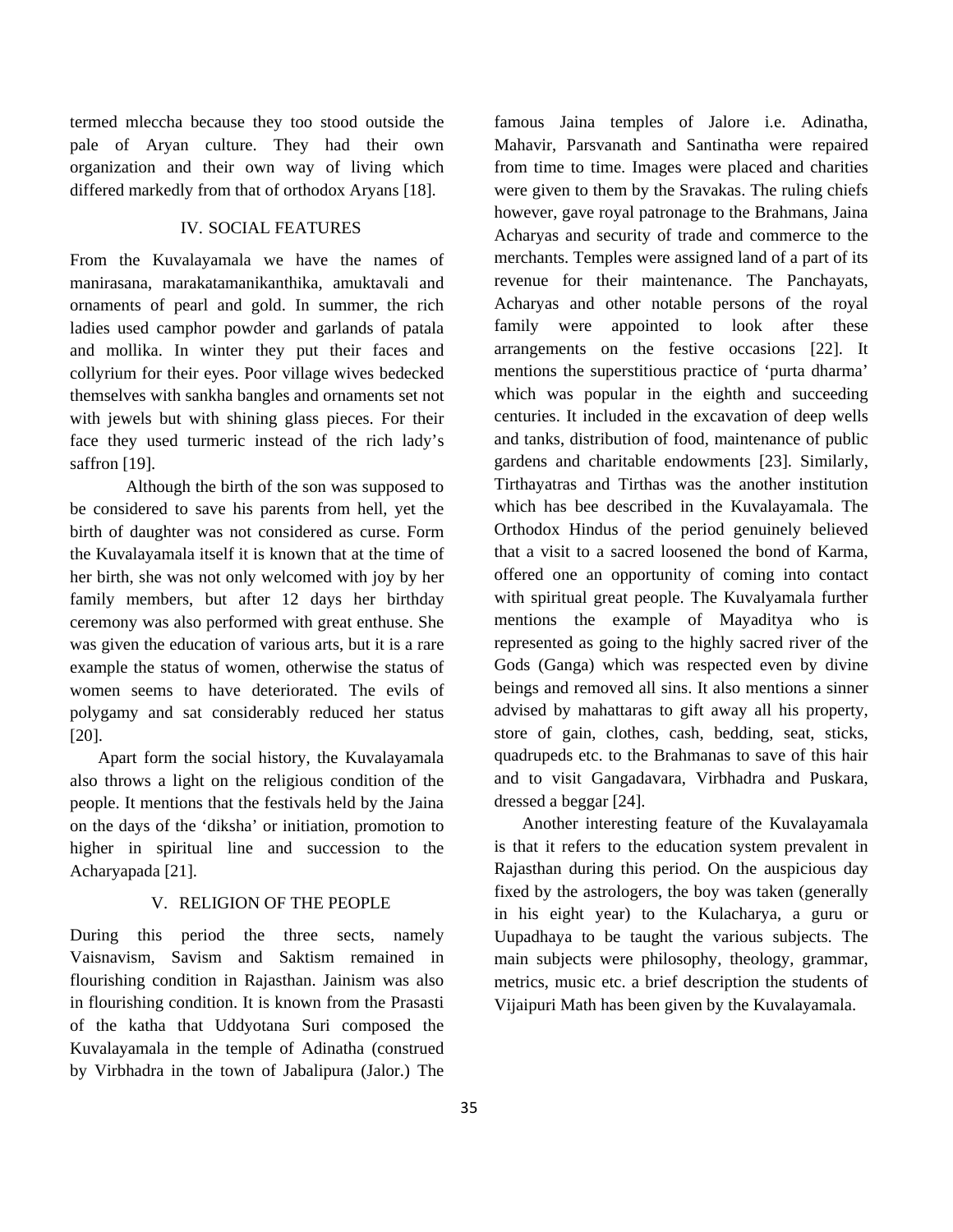termed mleccha because they too stood outside the pale of Aryan culture. They had their own organization and their own way of living which differed markedly from that of orthodox Aryans [18].

## IV. SOCIAL FEATURES

From the Kuvalayamala we have the names of manirasana, marakatamanikanthika, amuktavali and ornaments of pearl and gold. In summer, the rich ladies used camphor powder and garlands of patala and mollika. In winter they put their faces and collyrium for their eyes. Poor village wives bedecked themselves with sankha bangles and ornaments set not with jewels but with shining glass pieces. For their face they used turmeric instead of the rich lady's saffron [19].

Although the birth of the son was supposed to be considered to save his parents from hell, yet the birth of daughter was not considered as curse. Form the Kuvalayamala itself it is known that at the time of her birth, she was not only welcomed with joy by her family members, but after 12 days her birthday ceremony was also performed with great enthuse. She was given the education of various arts, but it is a rare example the status of women, otherwise the status of women seems to have deteriorated. The evils of polygamy and sat considerably reduced her status [20].

Apart form the social history, the Kuvalayamala also throws a light on the religious condition of the people. It mentions that the festivals held by the Jaina on the days of the 'diksha' or initiation, promotion to higher in spiritual line and succession to the Acharyapada [21].

## V. RELIGION OF THE PEOPLE

During this period the three sects, namely Vaisnavism, Savism and Saktism remained in flourishing condition in Rajasthan. Jainism was also in flourishing condition. It is known from the Prasasti of the katha that Uddyotana Suri composed the Kuvalayamala in the temple of Adinatha (construed by Virbhadra in the town of Jabalipura (Jalor.) The famous Jaina temples of Jalore i.e. Adinatha, Mahavir, Parsvanath and Santinatha were repaired from time to time. Images were placed and charities were given to them by the Sravakas. The ruling chiefs however, gave royal patronage to the Brahmans, Jaina Acharyas and security of trade and commerce to the merchants. Temples were assigned land of a part of its revenue for their maintenance. The Panchayats, Acharyas and other notable persons of the royal family were appointed to look after these arrangements on the festive occasions [22]. It mentions the superstitious practice of 'purta dharma' which was popular in the eighth and succeeding centuries. It included in the excavation of deep wells and tanks, distribution of food, maintenance of public gardens and charitable endowments [23]. Similarly, Tirthayatras and Tirthas was the another institution which has bee described in the Kuvalayamala. The Orthodox Hindus of the period genuinely believed that a visit to a sacred loosened the bond of Karma, offered one an opportunity of coming into contact with spiritual great people. The Kuvalyamala further mentions the example of Mayaditya who is represented as going to the highly sacred river of the Gods (Ganga) which was respected even by divine beings and removed all sins. It also mentions a sinner advised by mahattaras to gift away all his property, store of gain, clothes, cash, bedding, seat, sticks, quadrupeds etc. to the Brahmanas to save of this hair and to visit Gangadavara, Virbhadra and Puskara, dressed a beggar [24].

Another interesting feature of the Kuvalayamala is that it refers to the education system prevalent in Rajasthan during this period. On the auspicious day fixed by the astrologers, the boy was taken (generally in his eight year) to the Kulacharya, a guru or Uupadhaya to be taught the various subjects. The main subjects were philosophy, theology, grammar, metrics, music etc. a brief description the students of Vijaipuri Math has been given by the Kuvalayamala.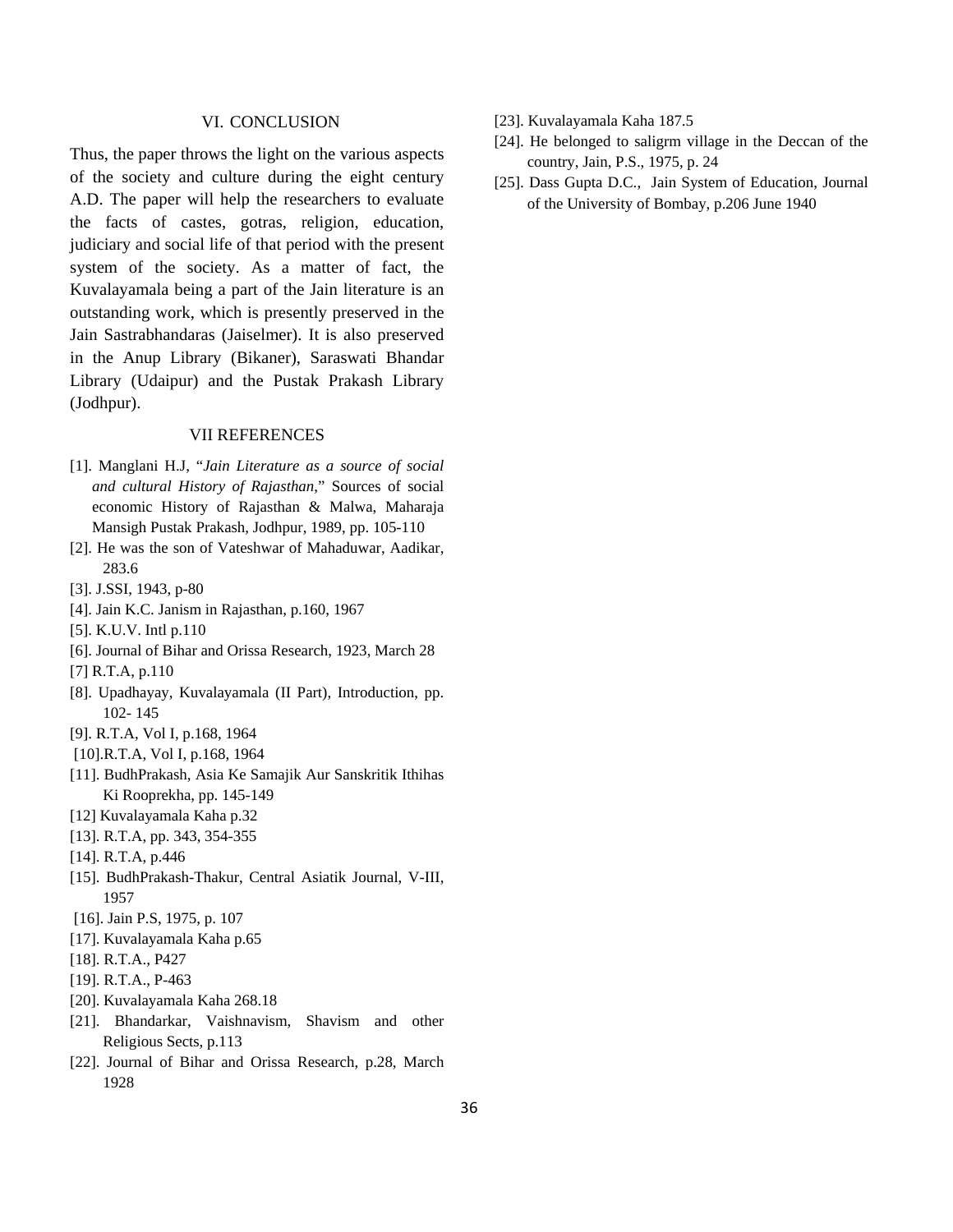## VI. CONCLUSION

Thus, the paper throws the light on the various aspects of the society and culture during the eight century A.D. The paper will help the researchers to evaluate the facts of castes, gotras, religion, education, judiciary and social life of that period with the present system of the society. As a matter of fact, the Kuvalayamala being a part of the Jain literature is an outstanding work, which is presently preserved in the Jain Sastrabhandaras (Jaiselmer). It is also preserved in the Anup Library (Bikaner), Saraswati Bhandar Library (Udaipur) and the Pustak Prakash Library (Jodhpur).

## VII REFERENCES

[1]. Manglani H.J, "*Jain Literature as a source of social and cultural History of Rajasthan,*" Sources of social economic History of Rajasthan & Malwa, Maharaja Mansigh Pustak Prakash, Jodhpur, 1989, pp. 105-110

[2]. He was the son of Vateshwar of Mahaduwar, Aadikar, 283.6

[3]. J.SSI, 1943, p-80

[4]. Jain K.C. Janism in Rajasthan, p.160, 1967

[5]. K.U.V. Intl p.110

[6]. Journal of Bihar and Orissa Research, 1923, March 28

[7] R.T.A, p.110

[8]. Upadhayay, Kuvalayamala (II Part), Introduction, pp. 102- 145

[9]. R.T.A, Vol I, p.168, 1964

[10].R.T.A, Vol I, p.168, 1964

[11]. BudhPrakash, Asia Ke Samajik Aur Sanskritik Ithihas Ki Rooprekha, pp. 145-149

[12] Kuvalayamala Kaha p.32

[13]. R.T.A, pp. 343, 354-355

[14]. R.T.A, p.446

[15]. BudhPrakash-Thakur, Central Asiatik Journal, V-III, 1957

[16]. Jain P.S, 1975, p. 107

[17]. Kuvalayamala Kaha p.65

[18]. R.T.A., P427

[19]. R.T.A., P-463

[20]. Kuvalayamala Kaha 268.18

[21]. Bhandarkar, Vaishnavism, Shavism and other Religious Sects, p.113

[22]. Journal of Bihar and Orissa Research, p.28, March 1928

[23]. Kuvalayamala Kaha 187.5

[24]. He belonged to saligrm village in the Deccan of the country, Jain, P.S., 1975, p. 24

[25]. Dass Gupta D.C., Jain System of Education, Journal of the University of Bombay, p.206 June 1940